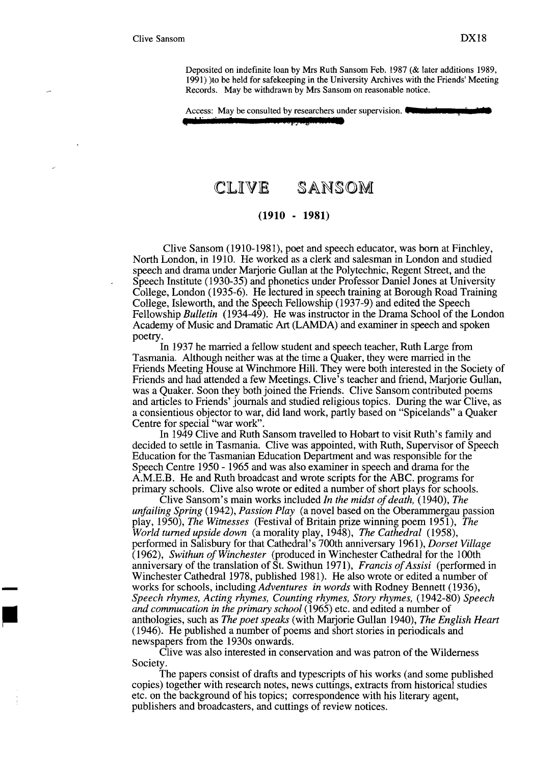Deposited on indefinite loan by Mrs Ruth Sansom Feb. 1987 (& later additions 1989, 1991) )to be held for safekeeping in the University Archives with the Friends' Meeting Records. May be withdrawn by Mrs Sansom on reasonable notice.

Access: May be consulted by researchers under supervision.

# CLIVE SANSOM

## (1910 - 1981)

Clive Sansom (1910-1981), poet and speech educator, was born at Finchley, North London, in 1910. He worked as a clerk and salesman in London and studied speech and drama under Marjorie Gullan at the Polytechnic, Regent Street, and the Speech Institute (1930-35) and phonetics under Professor Daniel Jones at University College, London (1935-6). He lectured in speech training at Borough Road Training College, Isleworth, and the Speech Fellowship (1937-9) and edited the Speech Fellowship *Bulletin* (1934-49). He was instructor in the Drama School of the London Academy of Music and Dramatic Art (LAMDA) and examiner in speech and spoken poetry.

In 1937 he married a fellow student and speech teacher, Ruth Large from Tasmania. Although neither was at the time a Quaker, they were married in the Friends Meeting House at Winchmore Hill. They were both interested in the Society of Friends and had attended a few Meetings. Clive's teacher and friend, Marjorie Gullan, was a Quaker. Soon they both joined the Friends. Clive Sansom contributed poems and articles to Friends' journals and studied religious topics. During the war Clive, as a consientious objector to war, did land work, partly based on "Spicelands" a Quaker Centre for special "war work".

In 1949 Clive and Ruth Sansom travelled to Hobart to visit Ruth's family and decided to settle in Tasmania. Clive was appointed, with Ruth, Supervisor of Speech Education for the Tasmanian Education Department and was responsible for the Speech Centre 1950 - 1965 and was also examiner in speech and drama for the A.M.E.B. He and Ruth broadcast and wrote scripts for the ABC. programs for primary schools. Clive also wrote or edited a number of short plays for schools.

Clive Sansom's main works included *In the midst of death,* (1940), *The unfailing Spring* (1942), *Passion Play* (a novel based on the Oberammergau passion play, 1950), *The Witnesses* (Festival of Britain prize winning poem 1951), *The World turned upside down* (a morality play, 1948), *The Cathedral* (1958), performed in Salisbury for that Cathedral's 700th anniversary 1961), *Dorset Village* (1962), *Swithun of Winchester* (produced in Winchester Cathedral for the 100th anniversary of the translation of St. Swithun 1971), *Francis of Assisi* (performed in Winchester Cathedral 1978, published 1981). He also wrote or edited a number of works for schools, including *Adventures in words* with Rodney Bennett (1936), *Speech rhymes, Acting rhymes, Counting rhymes, Story rhymes,* (1942-80) *Speech and commucation in the primary school* (1965) etc. and edited a number of anthologies, such as *The poet speaks* (with Marjorie Gullan 1940), *The English Heart* (1946). He published a number of poems and short stories in periodicals and newspapers from the 1930s onwards.

Clive was also interested in conservation and was patron of the Wilderness Society.

The papers consist of drafts and typescripts of his works (and some published copies) together with research notes, news cuttings, extracts from historical studies etc. on the background of his topics; correspondence with his literary agent, publishers and broadcasters, and cuttings of review notices.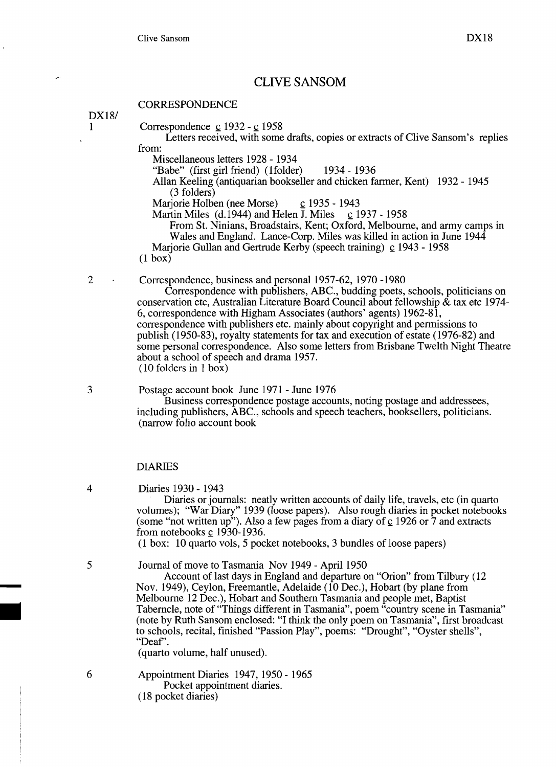# CLIVE SANSOM

## CORRESPONDENCE

DX18/

1 Correspondence c 1932 - c 1958

Letters received, with some drafts, copies or extracts of Clive Sansom's replies from:

Miscellaneous letters 1928 - 1934

"Babe" (first girl friend) (1folder) 1934 - 1936

Allan Keeling (antiquarian bookseller and chicken farmer, Kent) 1932 - 1945 (3 folders)

Marjorie Holben (nee Morse) c 1935 - 1943

Martin Miles (d.1944) and Helen J. Miles c 1937 - 1958

From St. Ninians, Broadstairs, Kent; Oxford, Melbourne, and army camps in Wales and England. Lance-Corp. Miles was killed in action in June 1944

Marjorie Gullan and Gertrude Kerby (speech training) c 1943 - 1958

(1 box)

2 Correspondence, business and personal 1957-62, 1970 -1980

Correspondence with publishers, ABC., budding poets, schools, politicians on conservation etc, Australian Literature Board Council about fellowship & tax etc 1974-6, correspondence with Higham Associates (authors' agents) 1962-81, correspondence with publishers etc. mainly about copyright and permissions to publish (1950-83), royalty statements for tax and execution of estate (1976-82) and some personal correspondence. Also some letters from Brisbane Twelth Night Theatre about a school of speech and drama 1957.

(10 folders in 1 box)

3 Postage account book June 1971 - June 1976

Business correspondence postage accounts, noting postage and addressees, including publishers, ABC., schools and speech teachers, booksellers, politicians.

(narrow folio account book

## DIARIES

4 Diaries 1930 - 1943

Diaries or journals: neatly written accounts of daily life, travels, etc (in quarto volumes); "War Diary" 1939 (loose papers). Also rough diaries in pocket notebooks (some "not written up"). Also a few pages from a diary of c 1926 or 7 and extracts from notebooks c 1930-1936.

(1 box: 10 quarto vols, 5 pocket notebooks, 3 bundles of loose papers)

5 Journal of move to Tasmania Nov 1949 - April 1950

Account of last days in England and departure on "Orion" from Tilbury (12 Nov. 1949), Ceylon, Freemantle, Adelaide (10 Dec.), Hobart (by plane from Melbourne 12 Dec.), Hobart and Southern Tasmania and people met, Baptist Taberncle, note of "Things different in Tasmania", poem "country scene in Tasmania" (note by Ruth Sansom enclosed: "I think the only poem on Tasmania", first broadcast to schools, recital, finished "Passion Play", poems: "Drought", "Oyster shells", "Deaf".

(quarto volume, half unused).

6 Appointment Diaries 1947, 1950 - 1965

Pocket appointment diaries.

(18 pocket diaries)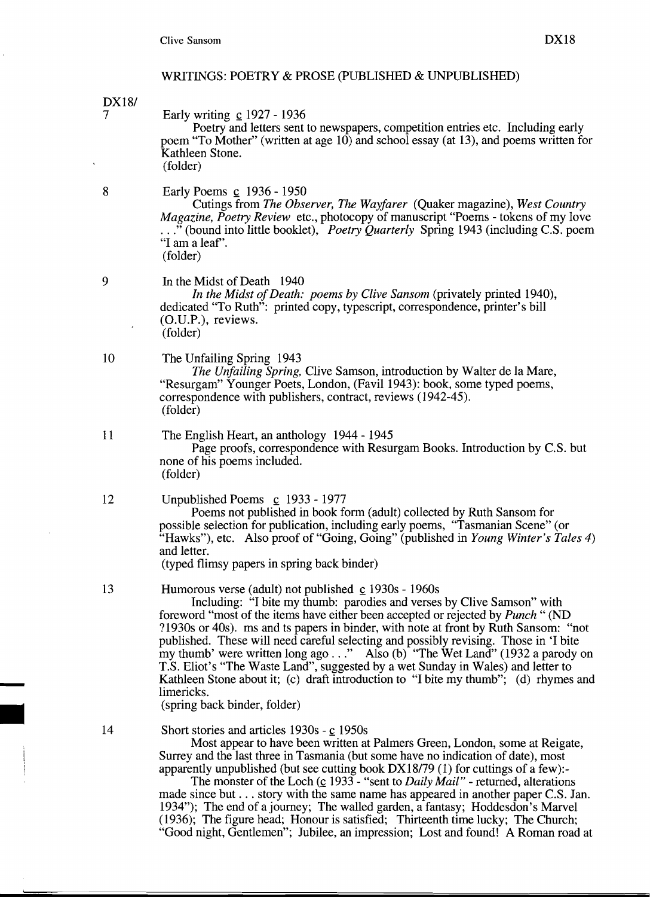## WRITINGS: POETRY & PROSE (PUBLISHED & UNPUBLISHED)

DX18/

**7** Early writing c 1927 - 1936

Poetry and letters sent to newspapers, competition entries etc. Including early poem "To Mother" (written at age 10) and school essay (at 13), and poems written for Kathleen Stone.
(folder)

**8** Early Poems c 1936 - 1950

Cutings from *The Observer, The Wayfarer* (Quaker magazine), *West Country Magazine, Poetry Review* etc., photocopy of manuscript "Poems - tokens of my love . . ." (bound into little booklet), *Poetry Quarterly* Spring 1943 (including C.S. poem "I am a leaf".
(folder)

**9** In the Midst of Death 1940

*In the Midst of Death: poems by Clive Sansom* (privately printed 1940), dedicated "To Ruth": printed copy, typescript, correspondence, printer's bill (O.U.P.), reviews.
(folder)

**10** The Unfailing Spring 1943

*The Unfailing Spring,* Clive Samson, introduction by Walter de la Mare, "Resurgam" Younger Poets, London, (Favil 1943): book, some typed poems, correspondence with publishers, contract, reviews (1942-45).
(folder)

**11** The English Heart, an anthology 1944 - 1945

Page proofs, correspondence with Resurgam Books. Introduction by C.S. but none of his poems included.
(folder)

**12** Unpublished Poems c 1933 - 1977

Poems not published in book form (adult) collected by Ruth Sansom for possible selection for publication, including early poems, "Tasmanian Scene" (or "Hawks"), etc. Also proof of "Going, Going" (published in *Young Winter's Tales 4*) and letter.
(typed flimsy papers in spring back binder)

**13** Humorous verse (adult) not published c 1930s - 1960s

Including: "I bite my thumb: parodies and verses by Clive Samson" with foreword "most of the items have either been accepted or rejected by *Punch* " (ND ?1930s or 40s). ms and ts papers in binder, with note at front by Ruth Sansom: "not published. These will need careful selecting and possibly revising. Those in 'I bite my thumb' were written long ago . . ." Also (b) "The Wet Land" (1932 a parody on T.S. Eliot's "The Waste Land", suggested by a wet Sunday in Wales) and letter to Kathleen Stone about it; (c) draft introduction to "I bite my thumb"; (d) rhymes and limericks.
(spring back binder, folder)

**14** Short stories and articles 1930s - c 1950s

Most appear to have been written at Palmers Green, London, some at Reigate, Surrey and the last three in Tasmania (but some have no indication of date), most apparently unpublished (but see cutting book DX18/79 (1) for cuttings of a few):-

The monster of the Loch (c 1933 - "sent to *Daily Mail*" - returned, alterations made since but . . . story with the same name has appeared in another paper C.S. Jan. 1934"); The end of a journey; The walled garden, a fantasy; Hoddesdon's Marvel (1936); The figure head; Honour is satisfied; Thirteenth time lucky; The Church; "Good night, Gentlemen"; Jubilee, an impression; Lost and found! A Roman road at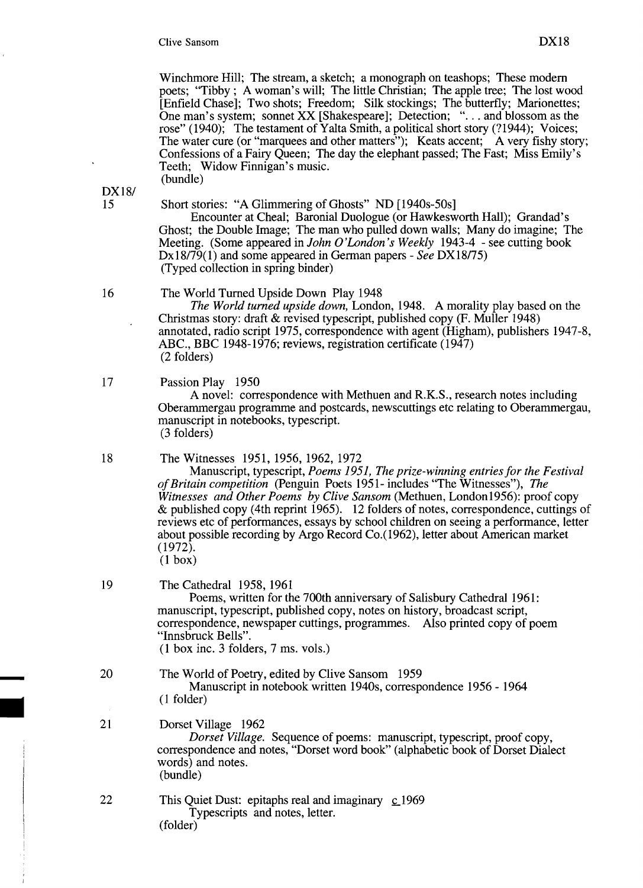Winchmore Hill; The stream, a sketch; a monograph on teashops; These modern poets; "Tibby ; A woman's will; The little Christian; The apple tree; The lost wood [Enfield Chase]; Two shots; Freedom; Silk stockings; The butterfly; Marionettes; One man's system; sonnet XX [Shakespeare]; Detection; "... and blossom as the rose" (1940); The testament of Yalta Smith, a political short story (?1944); Voices; The water cure (or "marquees and other matters"); Keats accent; A very fishy story; Confessions of a Fairy Queen; The day the elephant passed; The Fast; Miss Emily's Teeth; Widow Finnigan's music.
(bundle)

DX18/

15 Short stories: "A Glimmering of Ghosts" ND [1940s-50s]
Encounter at Cheal; Baronial Duologue (or Hawkesworth Hall); Grandad's Ghost; the Double Image; The man who pulled down walls; Many do imagine; The Meeting. (Some appeared in *John O'London's Weekly* 1943-4 - see cutting book Dx18/79(1) and some appeared in German papers - *See* DX18/75)
(Typed collection in spring binder)

16 The World Turned Upside Down Play 1948
*The World turned upside down,* London, 1948. A morality play based on the Christmas story: draft & revised typescript, published copy (F. Muller 1948) annotated, radio script 1975, correspondence with agent (Higham), publishers 1947-8, ABC., BBC 1948-1976; reviews, registration certificate (1947)
(2 folders)

17 Passion Play 1950
A novel: correspondence with Methuen and R.K.S., research notes including Oberammergau programme and postcards, newscuttings etc relating to Oberammergau, manuscript in notebooks, typescript.
(3 folders)

18 The Witnesses 1951, 1956, 1962, 1972
Manuscript, typescript, *Poems 1951, The prize-winning entries for the Festival of Britain competition* (Penguin Poets 1951- includes "The Witnesses"), *The Witnesses and Other Poems by Clive Sansom* (Methuen, London1956): proof copy & published copy (4th reprint 1965). 12 folders of notes, correspondence, cuttings of reviews etc of performances, essays by school children on seeing a performance, letter about possible recording by Argo Record Co.(1962), letter about American market (1972).
(1 box)

19 The Cathedral 1958, 1961
Poems, written for the 700th anniversary of Salisbury Cathedral 1961: manuscript, typescript, published copy, notes on history, broadcast script, correspondence, newspaper cuttings, programmes. Also printed copy of poem "Innsbruck Bells".
(1 box inc. 3 folders, 7 ms. vols.)

20 The World of Poetry, edited by Clive Sansom 1959
Manuscript in notebook written 1940s, correspondence 1956 - 1964
(1 folder)

21 Dorset Village 1962
*Dorset Village.* Sequence of poems: manuscript, typescript, proof copy, correspondence and notes, "Dorset word book" (alphabetic book of Dorset Dialect words) and notes.
(bundle)

22 This Quiet Dust: epitaphs real and imaginary c 1969
Typescripts and notes, letter.
(folder)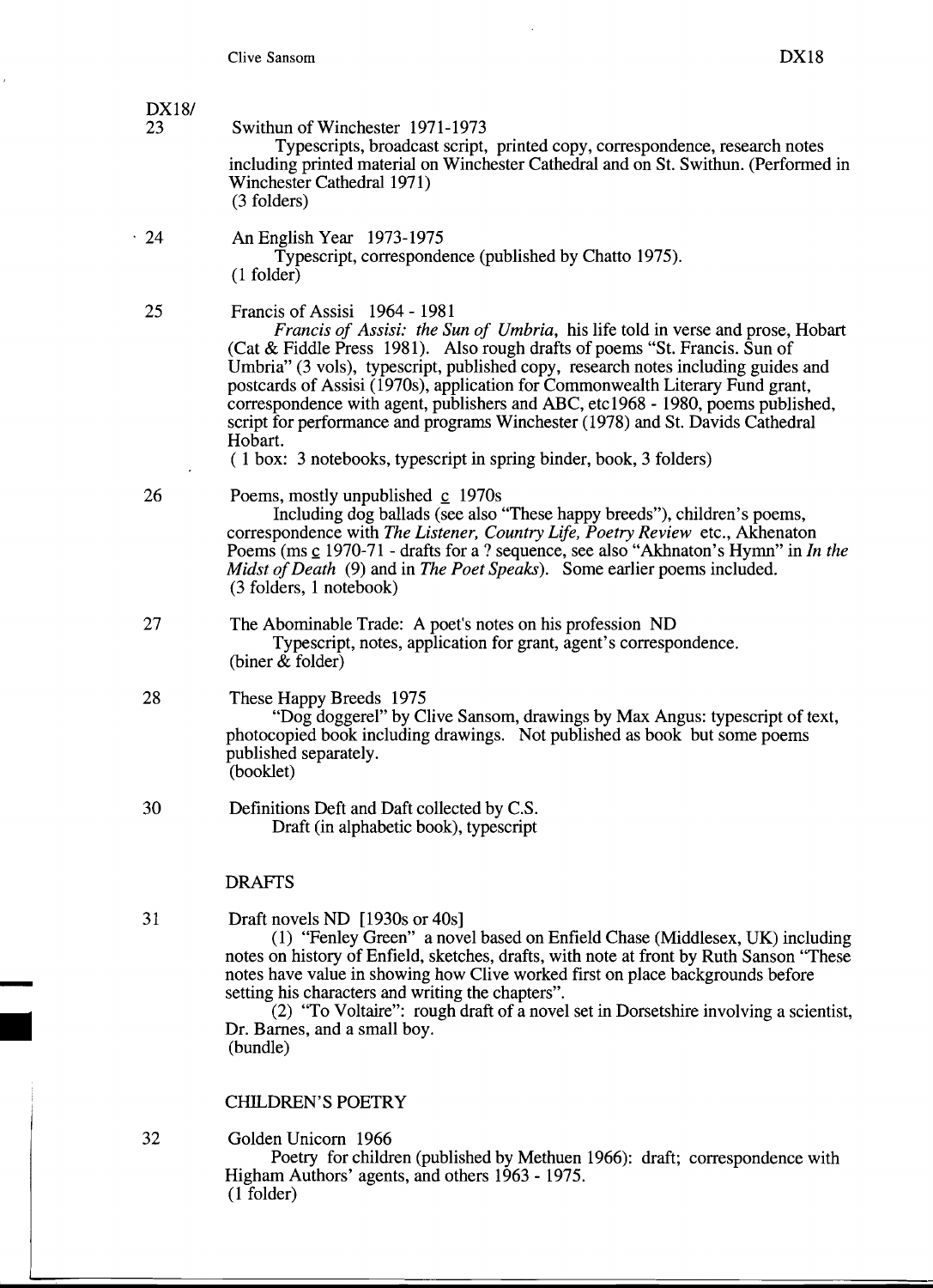DX18/

23 Swithun of Winchester 1971-1973

Typescripts, broadcast script, printed copy, correspondence, research notes including printed material on Winchester Cathedral and on St. Swithun. (Performed in Winchester Cathedral 1971)
(3 folders)

24 An English Year 1973-1975

Typescript, correspondence (published by Chatto 1975).
(1 folder)

25 Francis of Assisi 1964 - 1981

*Francis of Assisi: the Sun of Umbria*, his life told in verse and prose, Hobart (Cat & Fiddle Press 1981). Also rough drafts of poems "St. Francis. Sun of Umbria" (3 vols), typescript, published copy, research notes including guides and postcards of Assisi (1970s), application for Commonwealth Literary Fund grant, correspondence with agent, publishers and ABC, etc1968 - 1980, poems published, script for performance and programs Winchester (1978) and St. Davids Cathedral Hobart.
(1 box: 3 notebooks, typescript in spring binder, book, 3 folders)

26 Poems, mostly unpublished c 1970s

Including dog ballads (see also "These happy breeds"), children's poems, correspondence with *The Listener, Country Life, Poetry Review* etc., Akhenaton Poems (ms c 1970-71 - drafts for a ? sequence, see also "Akhnaton's Hymn" in *In the Midst of Death* (9) and in *The Poet Speaks*). Some earlier poems included.
(3 folders, 1 notebook)

27 The Abominable Trade: A poet's notes on his profession ND

Typescript, notes, application for grant, agent's correspondence.
(biner & folder)

28 These Happy Breeds 1975

"Dog doggerel" by Clive Sansom, drawings by Max Angus: typescript of text, photocopied book including drawings. Not published as book but some poems published separately.
(booklet)

30 Definitions Deft and Daft collected by C.S.

Draft (in alphabetic book), typescript

## DRAFTS

31 Draft novels ND [1930s or 40s]

(1) "Fenley Green" a novel based on Enfield Chase (Middlesex, UK) including notes on history of Enfield, sketches, drafts, with note at front by Ruth Sanson "These notes have value in showing how Clive worked first on place backgrounds before setting his characters and writing the chapters".

(2) "To Voltaire": rough draft of a novel set in Dorsetshire involving a scientist, Dr. Barnes, and a small boy.
(bundle)

## CHILDREN'S POETRY

32 Golden Unicorn 1966

Poetry for children (published by Methuen 1966): draft; correspondence with Higham Authors' agents, and others 1963 - 1975.
(1 folder)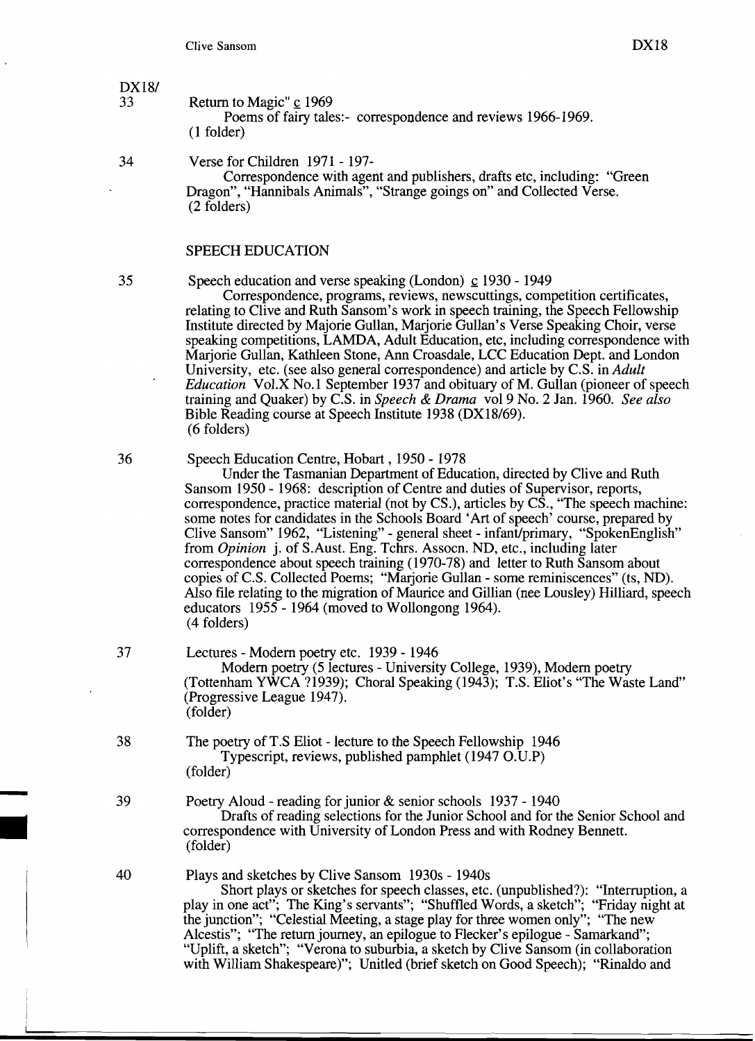DX18/

33 Return to Magic" c 1969

Poems of fairy tales:- correspondence and reviews 1966-1969.
(1 folder)

34 Verse for Children 1971 - 197-

Correspondence with agent and publishers, drafts etc, including: "Green Dragon", "Hannibals Animals", "Strange goings on" and Collected Verse.
(2 folders)

SPEECH EDUCATION

35 Speech education and verse speaking (London) c 1930 - 1949

Correspondence, programs, reviews, newscuttings, competition certificates, relating to Clive and Ruth Sansom's work in speech training, the Speech Fellowship Institute directed by Majorie Gullan, Marjorie Gullan's Verse Speaking Choir, verse speaking competitions, LAMDA, Adult Education, etc, including correspondence with Marjorie Gullan, Kathleen Stone, Ann Croasdale, LCC Education Dept. and London University, etc. (see also general correspondence) and article by C.S. in *Adult Education* Vol.X No.1 September 1937 and obituary of M. Gullan (pioneer of speech training and Quaker) by C.S. in *Speech & Drama* vol 9 No. 2 Jan. 1960. *See also* Bible Reading course at Speech Institute 1938 (DX18/69).
(6 folders)

36 Speech Education Centre, Hobart , 1950 - 1978

Under the Tasmanian Department of Education, directed by Clive and Ruth Sansom 1950 - 1968: description of Centre and duties of Supervisor, reports, correspondence, practice material (not by CS.), articles by CS., "The speech machine: some notes for candidates in the Schools Board 'Art of speech' course, prepared by Clive Sansom" 1962, "Listening" - general sheet - infant/primary, "SpokenEnglish" from *Opinion* j. of S.Aust. Eng. Tchrs. Assocn. ND, etc., including later correspondence about speech training (1970-78) and letter to Ruth Sansom about copies of C.S. Collected Poems; "Marjorie Gullan - some reminiscences" (ts, ND). Also file relating to the migration of Maurice and Gillian (nee Lousley) Hilliard, speech educators 1955 - 1964 (moved to Wollongong 1964).
(4 folders)

37 Lectures - Modern poetry etc. 1939 - 1946

Modern poetry (5 lectures - University College, 1939), Modern poetry (Tottenham YWCA ?1939); Choral Speaking (1943); T.S. Eliot's "The Waste Land" (Progressive League 1947).
(folder)

38 The poetry of T.S Eliot - lecture to the Speech Fellowship 1946

Typescript, reviews, published pamphlet (1947 O.U.P)
(folder)

39 Poetry Aloud - reading for junior & senior schools 1937 - 1940

Drafts of reading selections for the Junior School and for the Senior School and correspondence with University of London Press and with Rodney Bennett.
(folder)

40 Plays and sketches by Clive Sansom 1930s - 1940s

Short plays or sketches for speech classes, etc. (unpublished?): "Interruption, a play in one act"; The King's servants"; "Shuffled Words, a sketch"; "Friday night at the junction"; "Celestial Meeting, a stage play for three women only"; "The new Alcestis"; "The return journey, an epilogue to Flecker's epilogue - Samarkand"; "Uplift, a sketch"; "Verona to suburbia, a sketch by Clive Sansom (in collaboration with William Shakespeare)"; Unitled (brief sketch on Good Speech); "Rinaldo and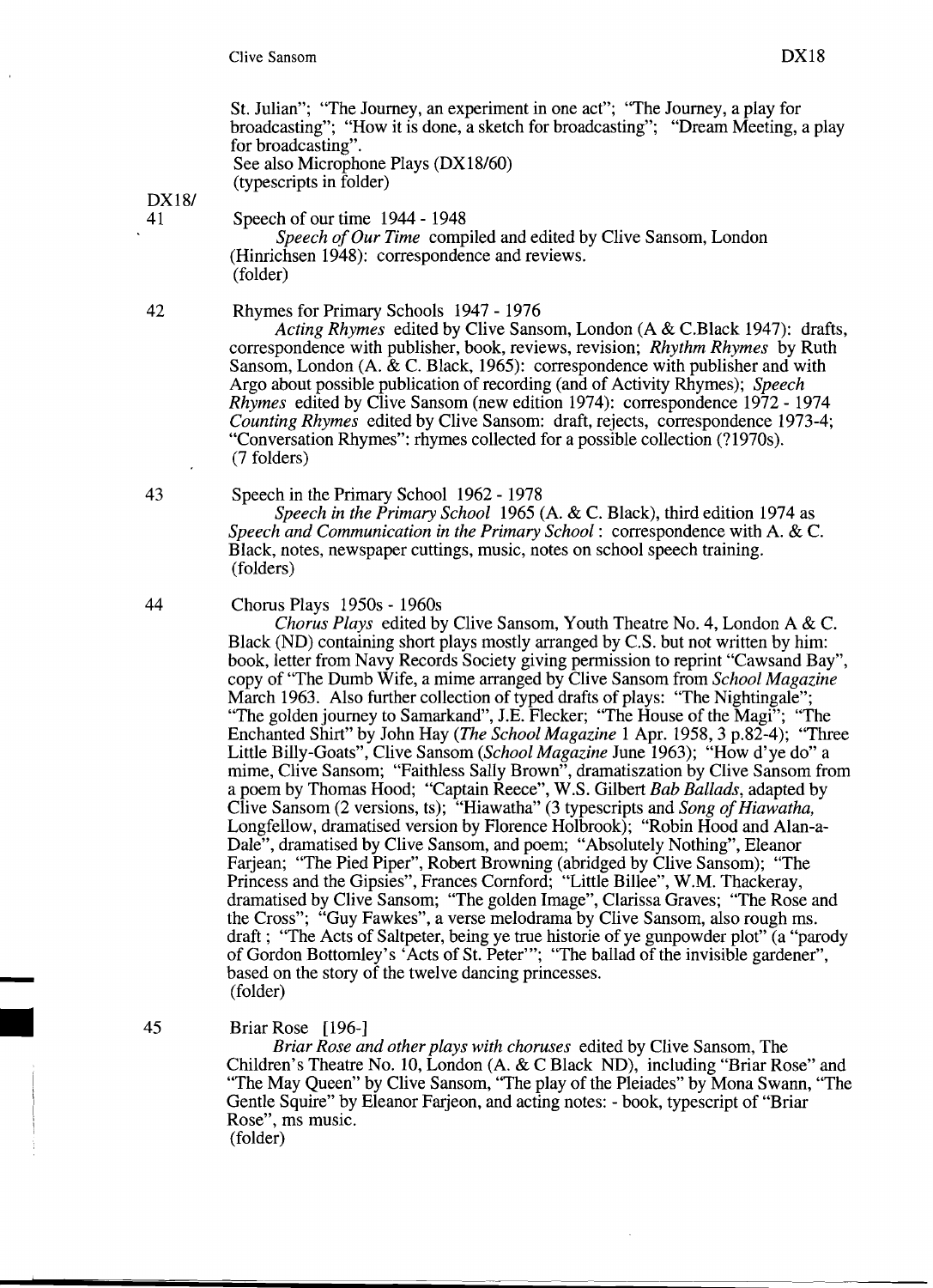St. Julian"; "The Journey, an experiment in one act"; "The Journey, a play for broadcasting"; "How it is done, a sketch for broadcasting"; "Dream Meeting, a play for broadcasting".
See also Microphone Plays (DX18/60)
(typescripts in folder)

DX18/
41 Speech of our time 1944 - 1948

*Speech of Our Time* compiled and edited by Clive Sansom, London (Hinrichsen 1948): correspondence and reviews.
(folder)

42 Rhymes for Primary Schools 1947 - 1976

*Acting Rhymes* edited by Clive Sansom, London (A & C.Black 1947): drafts, correspondence with publisher, book, reviews, revision; *Rhythm Rhymes* by Ruth Sansom, London (A. & C. Black, 1965): correspondence with publisher and with Argo about possible publication of recording (and of Activity Rhymes); *Speech Rhymes* edited by Clive Sansom (new edition 1974): correspondence 1972 - 1974 *Counting Rhymes* edited by Clive Sansom: draft, rejects, correspondence 1973-4; "Conversation Rhymes": rhymes collected for a possible collection (?1970s).
(7 folders)

43 Speech in the Primary School 1962 - 1978

*Speech in the Primary School* 1965 (A. & C. Black), third edition 1974 as *Speech and Communication in the Primary School*: correspondence with A. & C. Black, notes, newspaper cuttings, music, notes on school speech training.
(folders)

44 Chorus Plays 1950s - 1960s

*Chorus Plays* edited by Clive Sansom, Youth Theatre No. 4, London A & C. Black (ND) containing short plays mostly arranged by C.S. but not written by him: book, letter from Navy Records Society giving permission to reprint "Cawsand Bay", copy of "The Dumb Wife, a mime arranged by Clive Sansom from *School Magazine* March 1963. Also further collection of typed drafts of plays: "The Nightingale"; "The golden journey to Samarkand", J.E. Flecker; "The House of the Magi"; "The Enchanted Shirt" by John Hay (*The School Magazine* 1 Apr. 1958, 3 p.82-4); "Three Little Billy-Goats", Clive Sansom (*School Magazine* June 1963); "How d'ye do" a mime, Clive Sansom; "Faithless Sally Brown", dramatiszation by Clive Sansom from a poem by Thomas Hood; "Captain Reece", W.S. Gilbert *Bab Ballads*, adapted by Clive Sansom (2 versions, ts); "Hiawatha" (3 typescripts and *Song of Hiawatha,* Longfellow, dramatised version by Florence Holbrook); "Robin Hood and Alan-a-Dale", dramatised by Clive Sansom, and poem; "Absolutely Nothing", Eleanor Farjean; "The Pied Piper", Robert Browning (abridged by Clive Sansom); "The Princess and the Gipsies", Frances Cornford; "Little Billee", W.M. Thackeray, dramatised by Clive Sansom; "The golden Image", Clarissa Graves; "The Rose and the Cross"; "Guy Fawkes", a verse melodrama by Clive Sansom, also rough ms. draft ; "The Acts of Saltpeter, being ye true historie of ye gunpowder plot" (a "parody of Gordon Bottomley's 'Acts of St. Peter'"; "The ballad of the invisible gardener", based on the story of the twelve dancing princesses.
(folder)

45 Briar Rose [196-]

*Briar Rose and other plays with choruses* edited by Clive Sansom, The Children's Theatre No. 10, London (A. & C Black ND), including "Briar Rose" and "The May Queen" by Clive Sansom, "The play of the Pleiades" by Mona Swann, "The Gentle Squire" by Eleanor Farjeon, and acting notes: - book, typescript of "Briar Rose", ms music.
(folder)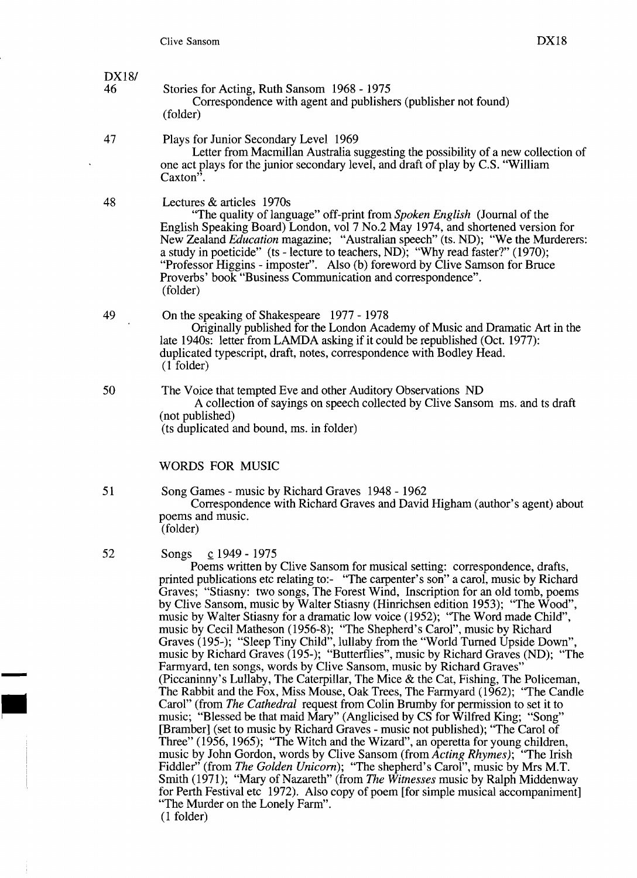DX18/

46 Stories for Acting, Ruth Sansom 1968 - 1975
Correspondence with agent and publishers (publisher not found)
(folder)

47 Plays for Junior Secondary Level 1969
Letter from Macmillan Australia suggesting the possibility of a new collection of one act plays for the junior secondary level, and draft of play by C.S. "William Caxton".

48 Lectures & articles 1970s
"The quality of language" off-print from *Spoken English* (Journal of the English Speaking Board) London, vol 7 No.2 May 1974, and shortened version for New Zealand *Education* magazine; "Australian speech" (ts. ND); "We the Murderers: a study in poeticide" (ts - lecture to teachers, ND); "Why read faster?" (1970); "Professor Higgins - imposter". Also (b) foreword by Clive Samson for Bruce Proverbs' book "Business Communication and correspondence".
(folder)

49 On the speaking of Shakespeare 1977 - 1978
Originally published for the London Academy of Music and Dramatic Art in the late 1940s: letter from LAMDA asking if it could be republished (Oct. 1977): duplicated typescript, draft, notes, correspondence with Bodley Head.
(1 folder)

50 The Voice that tempted Eve and other Auditory Observations ND
A collection of sayings on speech collected by Clive Sansom ms. and ts draft (not published)
(ts duplicated and bound, ms. in folder)

## WORDS FOR MUSIC

51 Song Games - music by Richard Graves 1948 - 1962
Correspondence with Richard Graves and David Higham (author's agent) about poems and music.
(folder)

52 Songs c 1949 - 1975
Poems written by Clive Sansom for musical setting: correspondence, drafts, printed publications etc relating to:- "The carpenter's son" a carol, music by Richard Graves; "Stiasny: two songs, The Forest Wind, Inscription for an old tomb, poems by Clive Sansom, music by Walter Stiasny (Hinrichsen edition 1953); "The Wood", music by Walter Stiasny for a dramatic low voice (1952); "The Word made Child", music by Cecil Matheson (1956-8); "The Shepherd's Carol", music by Richard Graves (195-); "Sleep Tiny Child", lullaby from the "World Turned Upside Down", music by Richard Graves (195-); "Butterflies", music by Richard Graves (ND); "The Farmyard, ten songs, words by Clive Sansom, music by Richard Graves" (Piccaninny's Lullaby, The Caterpillar, The Mice & the Cat, Fishing, The Policeman, The Rabbit and the Fox, Miss Mouse, Oak Trees, The Farmyard (1962); "The Candle Carol" (from *The Cathedral* request from Colin Brumby for permission to set it to music; "Blessed be that maid Mary" (Anglicised by CS for Wilfred King; "Song" [Bramber] (set to music by Richard Graves - music not published); "The Carol of Three" (1956, 1965); "The Witch and the Wizard", an operetta for young children, music by John Gordon, words by Clive Sansom (from *Acting Rhymes*); "The Irish Fiddler" (from *The Golden Unicorn*); "The shepherd's Carol", music by Mrs M.T. Smith (1971); "Mary of Nazareth" (from *The Witnesses* music by Ralph Middenway for Perth Festival etc 1972). Also copy of poem [for simple musical accompaniment] "The Murder on the Lonely Farm".
(1 folder)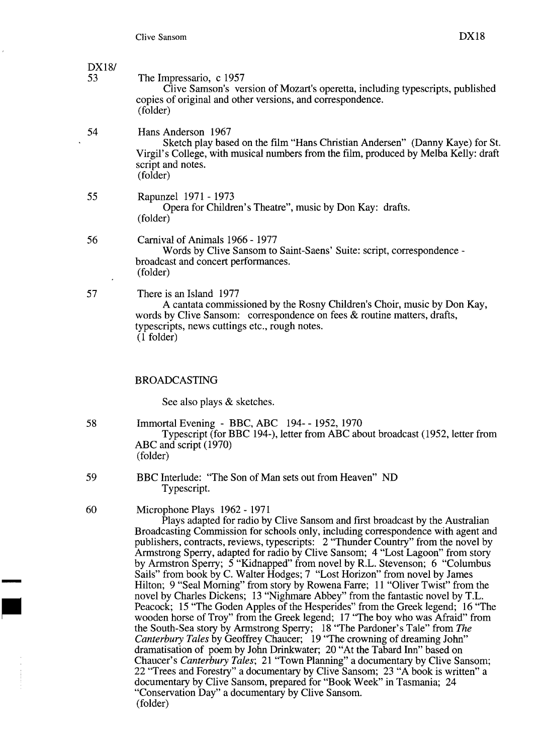DX18/

53 The Impressario, c 1957

Clive Samson's version of Mozart's operetta, including typescripts, published copies of original and other versions, and correspondence.
(folder)

54 Hans Anderson 1967

Sketch play based on the film "Hans Christian Andersen" (Danny Kaye) for St. Virgil's College, with musical numbers from the film, produced by Melba Kelly: draft script and notes.
(folder)

55 Rapunzel 1971 - 1973

Opera for Children's Theatre", music by Don Kay: drafts.
(folder)

56 Carnival of Animals 1966 - 1977

Words by Clive Sansom to Saint-Saens' Suite: script, correspondence - broadcast and concert performances.
(folder)

57 There is an Island 1977

A cantata commissioned by the Rosny Children's Choir, music by Don Kay, words by Clive Sansom: correspondence on fees & routine matters, drafts, typescripts, news cuttings etc., rough notes.
(1 folder)

## BROADCASTING

See also plays & sketches.

58 Immortal Evening - BBC, ABC 194- - 1952, 1970

Typescript (for BBC 194-), letter from ABC about broadcast (1952, letter from ABC and script (1970)
(folder)

59 BBC Interlude: "The Son of Man sets out from Heaven" ND

Typescript.

60 Microphone Plays 1962 - 1971

Plays adapted for radio by Clive Sansom and first broadcast by the Australian Broadcasting Commission for schools only, including correspondence with agent and publishers, contracts, reviews, typescripts: 2 "Thunder Country" from the novel by Armstrong Sperry, adapted for radio by Clive Sansom; 4 "Lost Lagoon" from story by Armstron Sperry; 5 "Kidnapped" from novel by R.L. Stevenson; 6 "Columbus Sails" from book by C. Walter Hodges; 7 "Lost Horizon" from novel by James Hilton; 9 "Seal Morning" from story by Rowena Farre; 11 "Oliver Twist" from the novel by Charles Dickens; 13 "Nighmare Abbey" from the fantastic novel by T.L. Peacock; 15 "The Goden Apples of the Hesperides" from the Greek legend; 16 "The wooden horse of Troy" from the Greek legend; 17 "The boy who was Afraid" from the South-Sea story by Armstrong Sperry; 18 "The Pardoner's Tale" from *The Canterbury Tales* by Geoffrey Chaucer; 19 "The crowning of dreaming John" dramatisation of poem by John Drinkwater; 20 "At the Tabard Inn" based on Chaucer's *Canterbury Tales*; 21 "Town Planning" a documentary by Clive Sansom; 22 "Trees and Forestry" a documentary by Clive Sansom; 23 "A book is written" a documentary by Clive Sansom, prepared for "Book Week" in Tasmania; 24 "Conservation Day" a documentary by Clive Sansom.
(folder)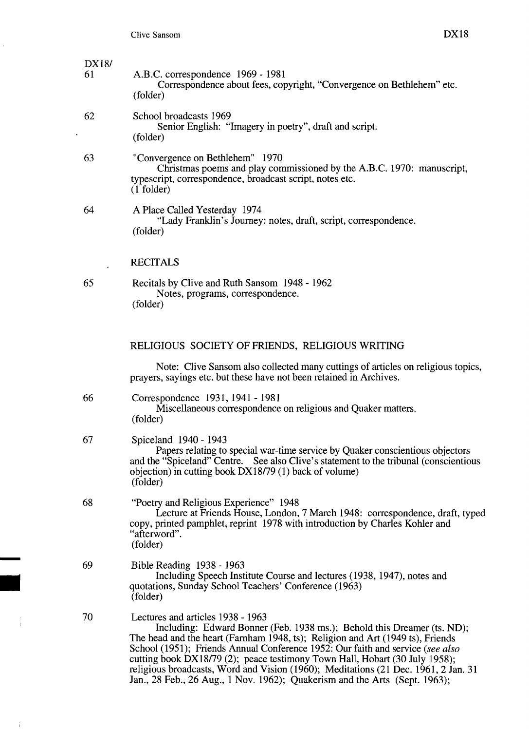DX18/

61 A.B.C. correspondence 1969 - 1981
Correspondence about fees, copyright, "Convergence on Bethlehem" etc.
(folder)

62 School broadcasts 1969
Senior English: "Imagery in poetry", draft and script.
(folder)

63 "Convergence on Bethlehem" 1970
Christmas poems and play commissioned by the A.B.C. 1970: manuscript, typescript, correspondence, broadcast script, notes etc.
(1 folder)

64 A Place Called Yesterday 1974
"Lady Franklin's Journey: notes, draft, script, correspondence.
(folder)

## RECITALS

65 Recitals by Clive and Ruth Sansom 1948 - 1962
Notes, programs, correspondence.
(folder)

## RELIGIOUS SOCIETY OF FRIENDS, RELIGIOUS WRITING

Note: Clive Sansom also collected many cuttings of articles on religious topics, prayers, sayings etc. but these have not been retained in Archives.

66 Correspondence 1931, 1941 - 1981
Miscellaneous correspondence on religious and Quaker matters.
(folder)

67 Spiceland 1940 - 1943
Papers relating to special war-time service by Quaker conscientious objectors and the "Spiceland" Centre. See also Clive's statement to the tribunal (conscientious objection) in cutting book DX18/79 (1) back of volume)
(folder)

68 "Poetry and Religious Experience" 1948
Lecture at Friends House, London, 7 March 1948: correspondence, draft, typed copy, printed pamphlet, reprint 1978 with introduction by Charles Kohler and "afterword".
(folder)

69 Bible Reading 1938 - 1963
Including Speech Institute Course and lectures (1938, 1947), notes and quotations, Sunday School Teachers' Conference (1963)
(folder)

70 Lectures and articles 1938 - 1963
Including: Edward Bonner (Feb. 1938 ms.); Behold this Dreamer (ts. ND); The head and the heart (Farnham 1948, ts); Religion and Art (1949 ts), Friends School (1951); Friends Annual Conference 1952: Our faith and service (*see also* cutting book DX18/79 (2); peace testimony Town Hall, Hobart (30 July 1958); religious broadcasts, Word and Vision (1960); Meditations (21 Dec. 1961, 2 Jan. 31 Jan., 28 Feb., 26 Aug., 1 Nov. 1962); Quakerism and the Arts (Sept. 1963);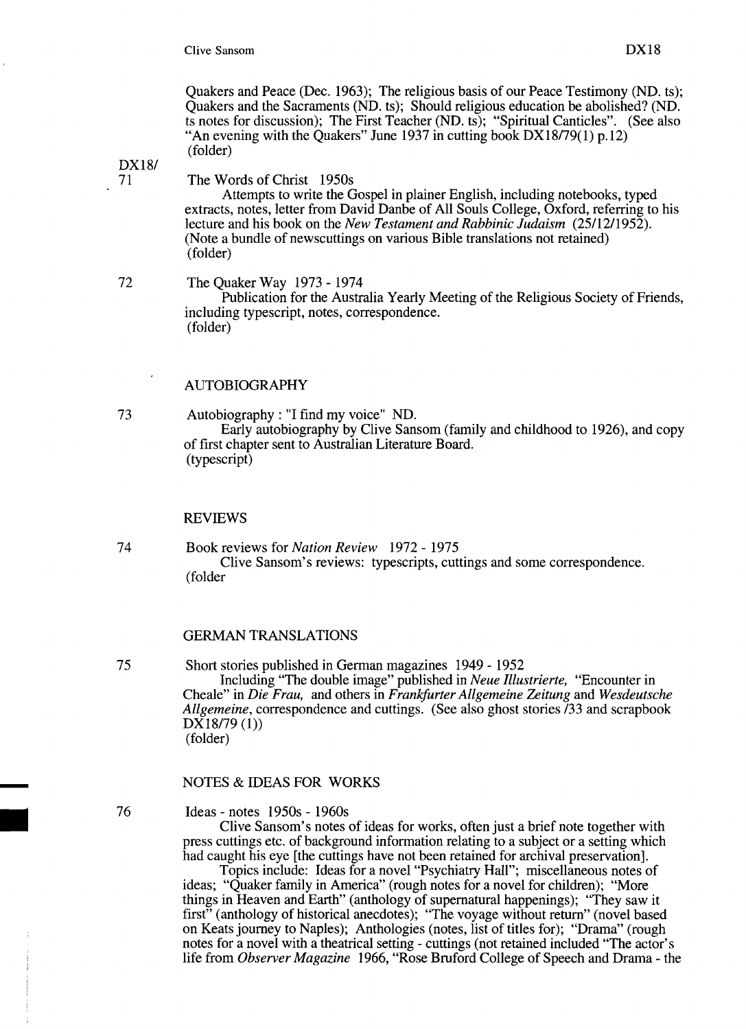Quakers and Peace (Dec. 1963); The religious basis of our Peace Testimony (ND. ts); Quakers and the Sacraments (ND. ts); Should religious education be abolished? (ND. ts notes for discussion); The First Teacher (ND. ts); "Spiritual Canticles". (See also "An evening with the Quakers" June 1937 in cutting book DX18/79(1) p.12)
(folder)

DX18/

71 The Words of Christ 1950s

Attempts to write the Gospel in plainer English, including notebooks, typed extracts, notes, letter from David Danbe of All Souls College, Oxford, referring to his lecture and his book on the *New Testament and Rabbinic Judaism* (25/12/1952). (Note a bundle of newscuttings on various Bible translations not retained)
(folder)

72 The Quaker Way 1973 - 1974

Publication for the Australia Yearly Meeting of the Religious Society of Friends, including typescript, notes, correspondence.
(folder)

## AUTOBIOGRAPHY

73 Autobiography : "I find my voice" ND.

Early autobiography by Clive Sansom (family and childhood to 1926), and copy of first chapter sent to Australian Literature Board.
(typescript)

## REVIEWS

74 Book reviews for *Nation Review* 1972 - 1975

Clive Sansom's reviews: typescripts, cuttings and some correspondence.
(folder

## GERMAN TRANSLATIONS

75 Short stories published in German magazines 1949 - 1952

Including "The double image" published in *Neue Illustrierte,* "Encounter in Cheale" in *Die Frau,* and others in *Frankfurter Allgemeine Zeitung* and *Wesdeutsche Allgemeine*, correspondence and cuttings. (See also ghost stories /33 and scrapbook DX18/79 (1))
(folder)

## NOTES & IDEAS FOR WORKS

76 Ideas - notes 1950s - 1960s

Clive Sansom's notes of ideas for works, often just a brief note together with press cuttings etc. of background information relating to a subject or a setting which had caught his eye [the cuttings have not been retained for archival preservation].

Topics include: Ideas for a novel "Psychiatry Hall"; miscellaneous notes of ideas; "Quaker family in America" (rough notes for a novel for children); "More things in Heaven and Earth" (anthology of supernatural happenings); "They saw it first" (anthology of historical anecdotes); "The voyage without return" (novel based on Keats journey to Naples); Anthologies (notes, list of titles for); "Drama" (rough notes for a novel with a theatrical setting - cuttings (not retained included "The actor's life from *Observer Magazine* 1966, "Rose Bruford College of Speech and Drama - the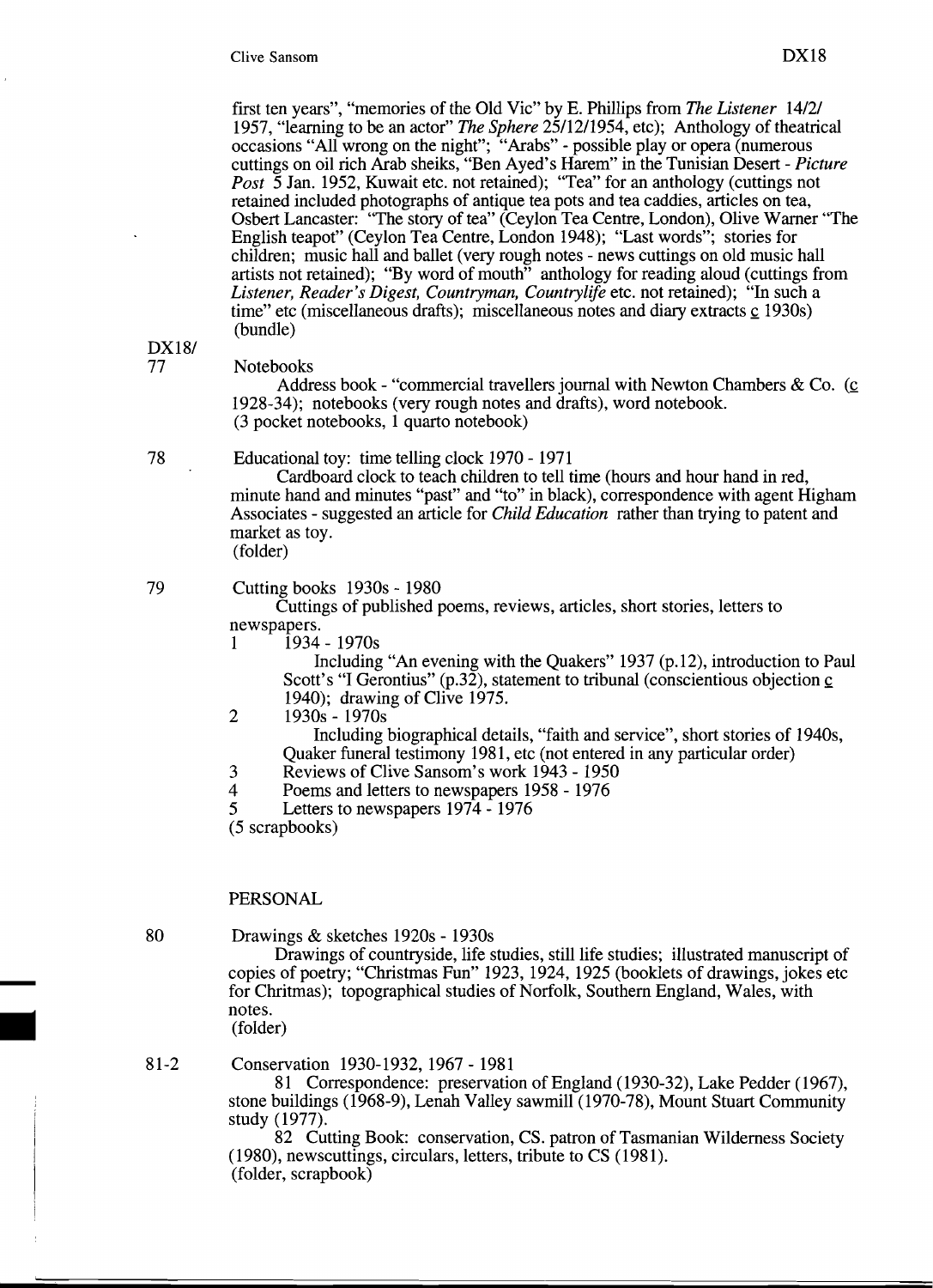first ten years", "memories of the Old Vic" by E. Phillips from *The Listener* 14/2/ 1957, "learning to be an actor" *The Sphere* 25/12/1954, etc); Anthology of theatrical occasions "All wrong on the night"; "Arabs" - possible play or opera (numerous cuttings on oil rich Arab sheiks, "Ben Ayed's Harem" in the Tunisian Desert - *Picture Post* 5 Jan. 1952, Kuwait etc. not retained); "Tea" for an anthology (cuttings not retained included photographs of antique tea pots and tea caddies, articles on tea, Osbert Lancaster: "The story of tea" (Ceylon Tea Centre, London), Olive Warner "The English teapot" (Ceylon Tea Centre, London 1948); "Last words"; stories for children; music hall and ballet (very rough notes - news cuttings on old music hall artists not retained); "By word of mouth" anthology for reading aloud (cuttings from *Listener, Reader's Digest, Countryman, Countrylife* etc. not retained); "In such a time" etc (miscellaneous drafts); miscellaneous notes and diary extracts c 1930s) (bundle)

DX18/
77 Notebooks

Address book - "commercial travellers journal with Newton Chambers & Co. (c 1928-34); notebooks (very rough notes and drafts), word notebook.
(3 pocket notebooks, 1 quarto notebook)

78 Educational toy: time telling clock 1970 - 1971

Cardboard clock to teach children to tell time (hours and hour hand in red, minute hand and minutes "past" and "to" in black), correspondence with agent Higham Associates - suggested an article for *Child Education* rather than trying to patent and market as toy.
(folder)

79 Cutting books 1930s - 1980

Cuttings of published poems, reviews, articles, short stories, letters to newspapers.

1 1934 - 1970s
Including "An evening with the Quakers" 1937 (p.12), introduction to Paul Scott's "I Gerontius" (p.32), statement to tribunal (conscientious objection c 1940); drawing of Clive 1975.

2 1930s - 1970s
Including biographical details, "faith and service", short stories of 1940s, Quaker funeral testimony 1981, etc (not entered in any particular order)

3 Reviews of Clive Sansom's work 1943 - 1950

4 Poems and letters to newspapers 1958 - 1976

5 Letters to newspapers 1974 - 1976

(5 scrapbooks)

PERSONAL

80 Drawings & sketches 1920s - 1930s

Drawings of countryside, life studies, still life studies; illustrated manuscript of copies of poetry; "Christmas Fun" 1923, 1924, 1925 (booklets of drawings, jokes etc for Chritmas); topographical studies of Norfolk, Southern England, Wales, with notes.
(folder)

81-2 Conservation 1930-1932, 1967 - 1981

81 Correspondence: preservation of England (1930-32), Lake Pedder (1967), stone buildings (1968-9), Lenah Valley sawmill (1970-78), Mount Stuart Community study (1977).

82 Cutting Book: conservation, CS. patron of Tasmanian Wilderness Society (1980), newscuttings, circulars, letters, tribute to CS (1981).
(folder, scrapbook)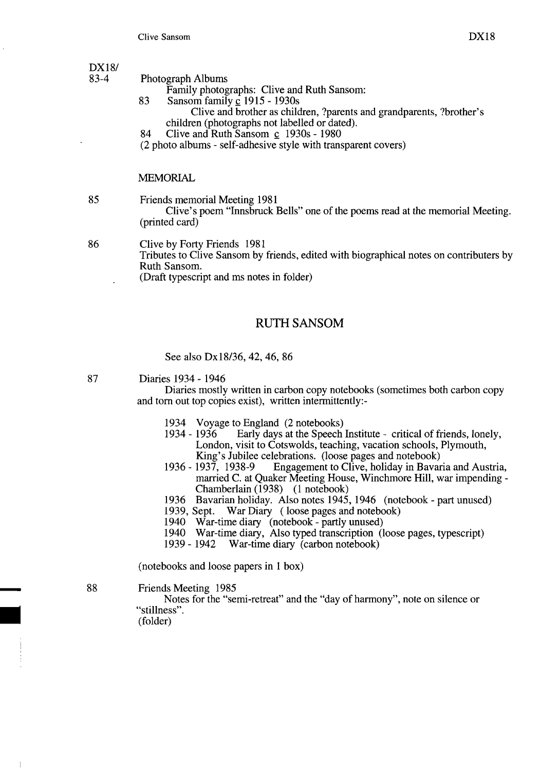DX18/
83-4 Photograph Albums

Family photographs: Clive and Ruth Sansom:

83 Sansom family c 1915 - 1930s

Clive and brother as children, ?parents and grandparents, ?brother's children (photographs not labelled or dated).

84 Clive and Ruth Sansom c 1930s - 1980

(2 photo albums - self-adhesive style with transparent covers)

MEMORIAL

85 Friends memorial Meeting 1981

Clive's poem "Innsbruck Bells" one of the poems read at the memorial Meeting. (printed card)

86 Clive by Forty Friends 1981

Tributes to Clive Sansom by friends, edited with biographical notes on contributers by Ruth Sansom.

(Draft typescript and ms notes in folder)

## RUTH SANSOM

See also Dx18/36, 42, 46, 86

87 Diaries 1934 - 1946

Diaries mostly written in carbon copy notebooks (sometimes both carbon copy and torn out top copies exist), written intermittently:-

- 1934 Voyage to England (2 notebooks)
- 1934 - 1936 Early days at the Speech Institute - critical of friends, lonely, London, visit to Cotswolds, teaching, vacation schools, Plymouth, King's Jubilee celebrations. (loose pages and notebook)
- 1936 - 1937, 1938-9 Engagement to Clive, holiday in Bavaria and Austria, married C. at Quaker Meeting House, Winchmore Hill, war impending - Chamberlain (1938) (1 notebook)
- 1936 Bavarian holiday. Also notes 1945, 1946 (notebook - part unused)
- 1939, Sept. War Diary ( loose pages and notebook)
- 1940 War-time diary (notebook - partly unused)
- 1940 War-time diary, Also typed transcription (loose pages, typescript)
- 1939 - 1942 War-time diary (carbon notebook)

(notebooks and loose papers in 1 box)

88 Friends Meeting 1985

Notes for the "semi-retreat" and the "day of harmony", note on silence or "stillness".

(folder)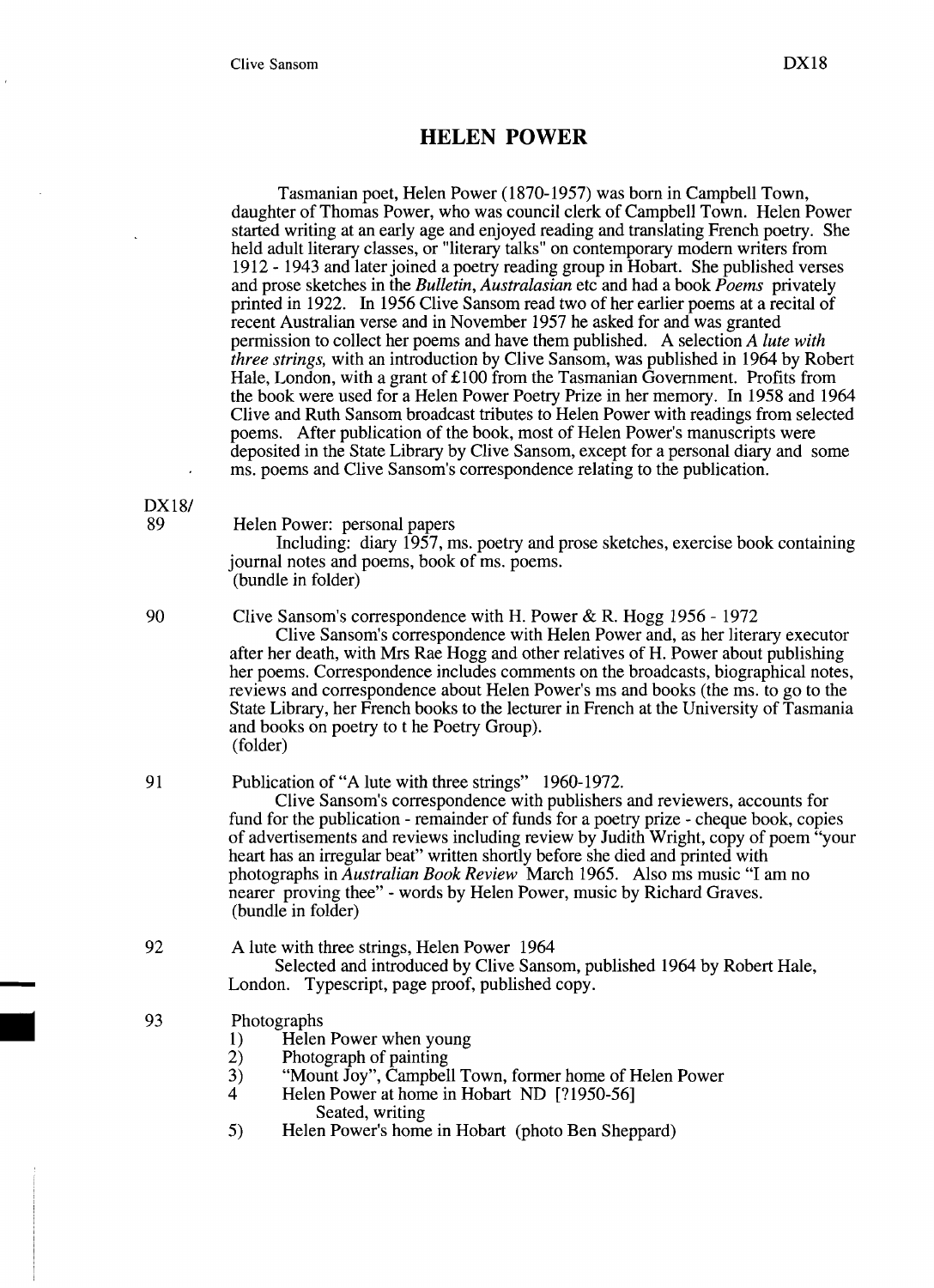# HELEN POWER

Tasmanian poet, Helen Power (1870-1957) was born in Campbell Town, daughter of Thomas Power, who was council clerk of Campbell Town. Helen Power started writing at an early age and enjoyed reading and translating French poetry. She held adult literary classes, or "literary talks" on contemporary modern writers from 1912 - 1943 and later joined a poetry reading group in Hobart. She published verses and prose sketches in the *Bulletin*, *Australasian* etc and had a book *Poems* privately printed in 1922. In 1956 Clive Sansom read two of her earlier poems at a recital of recent Australian verse and in November 1957 he asked for and was granted permission to collect her poems and have them published. A selection *A lute with three strings,* with an introduction by Clive Sansom, was published in 1964 by Robert Hale, London, with a grant of £100 from the Tasmanian Government. Profits from the book were used for a Helen Power Poetry Prize in her memory. In 1958 and 1964 Clive and Ruth Sansom broadcast tributes to Helen Power with readings from selected poems. After publication of the book, most of Helen Power's manuscripts were deposited in the State Library by Clive Sansom, except for a personal diary and some ms. poems and Clive Sansom's correspondence relating to the publication.

DX18/

89 Helen Power: personal papers

Including: diary 1957, ms. poetry and prose sketches, exercise book containing journal notes and poems, book of ms. poems.
(bundle in folder)

90 Clive Sansom's correspondence with H. Power & R. Hogg 1956 - 1972

Clive Sansom's correspondence with Helen Power and, as her literary executor after her death, with Mrs Rae Hogg and other relatives of H. Power about publishing her poems. Correspondence includes comments on the broadcasts, biographical notes, reviews and correspondence about Helen Power's ms and books (the ms. to go to the State Library, her French books to the lecturer in French at the University of Tasmania and books on poetry to t he Poetry Group).
(folder)

91 Publication of "A lute with three strings" 1960-1972.

Clive Sansom's correspondence with publishers and reviewers, accounts for fund for the publication - remainder of funds for a poetry prize - cheque book, copies of advertisements and reviews including review by Judith Wright, copy of poem "your heart has an irregular beat" written shortly before she died and printed with photographs in *Australian Book Review* March 1965. Also ms music "I am no nearer proving thee" - words by Helen Power, music by Richard Graves.
(bundle in folder)

92 A lute with three strings, Helen Power 1964

Selected and introduced by Clive Sansom, published 1964 by Robert Hale, London. Typescript, page proof, published copy.

93 Photographs

1) Helen Power when young
2) Photograph of painting
3) "Mount Joy", Campbell Town, former home of Helen Power
4 Helen Power at home in Hobart ND [?1950-56]
Seated, writing
5) Helen Power's home in Hobart (photo Ben Sheppard)